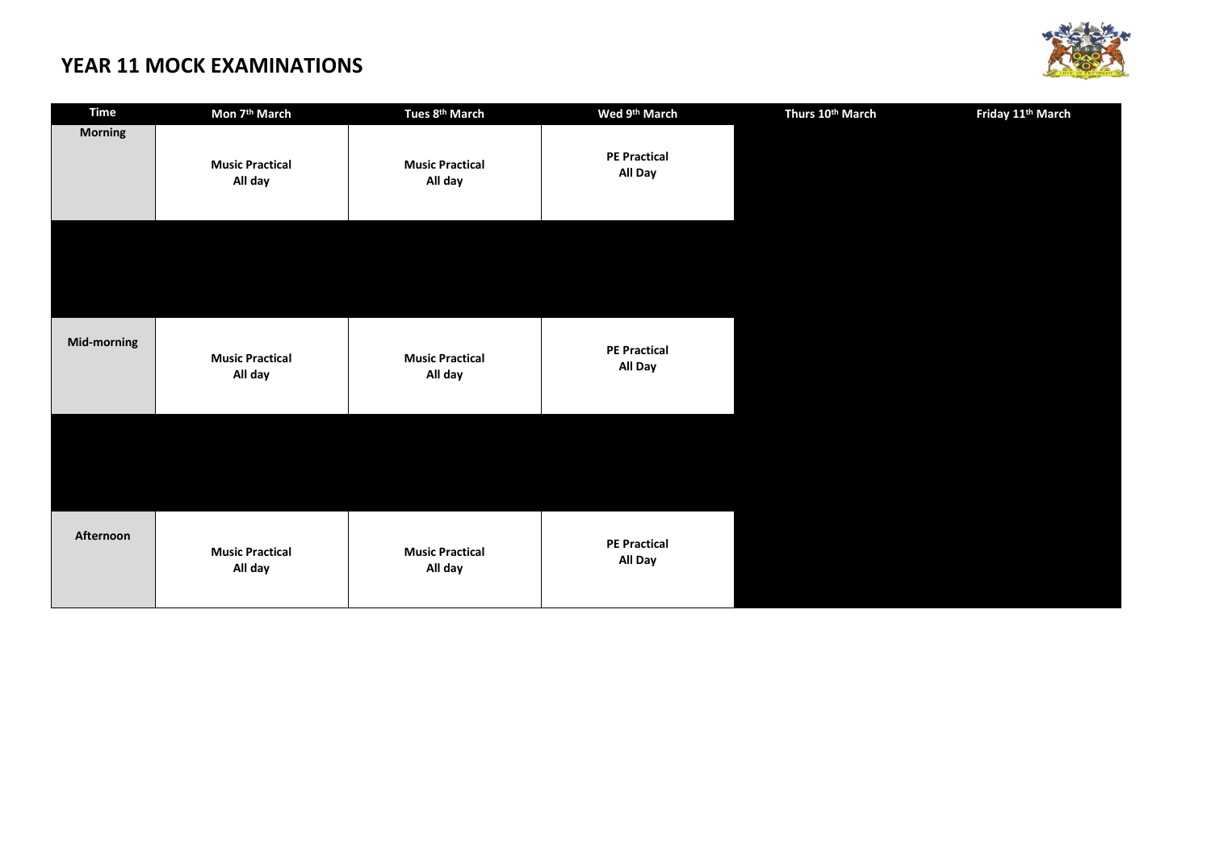# YEAR 11 MOCK EXAMINATIONS

| Time | Mon 7th March | Tues 8th March | Wed 9th March | Thurs 10th March | Friday 11th March |
|---|---|---|---|---|---|
| Morning | Music Practical All day | Music Practical All day | PE Practical All Day | | |
| | | | | | |
| Mid-morning | Music Practical All day | Music Practical All day | PE Practical All Day | | |
| | | | | | |
| Afternoon | Music Practical All day | Music Practical All day | PE Practical All Day | | |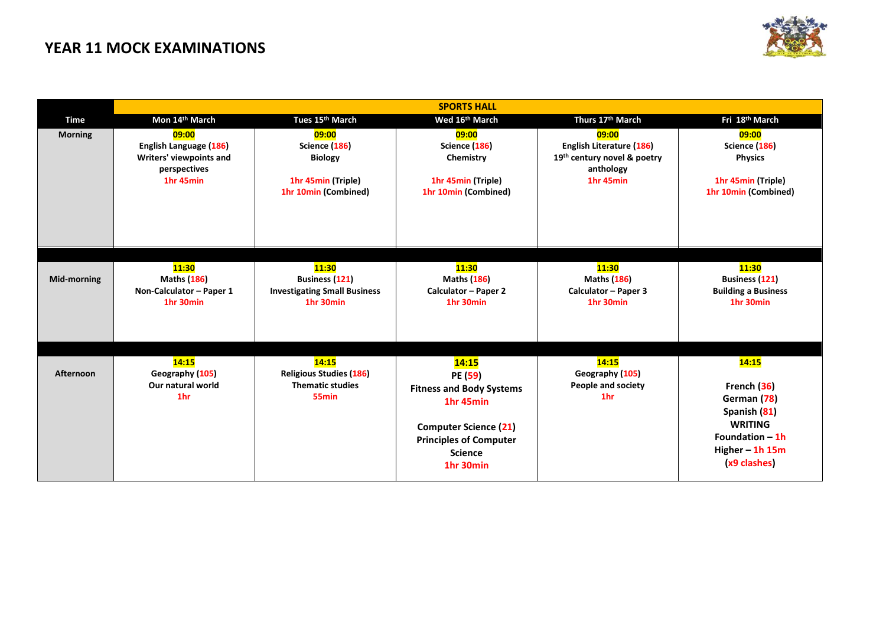# YEAR 11 MOCK EXAMINATIONS

| | SPORTS HALL | | | | |
|---|---|---|---|---|---|
| **Time** | **Mon 14th March** | **Tues 15th March** | **Wed 16th March** | **Thurs 17th March** | **Fri 18th March** |
| **Morning** | **09:00**<br>**English Language (186)**<br>**Writers' viewpoints and perspectives**<br>**1hr 45min** | **09:00**<br>**Science (186)**<br>**Biology**<br>**1hr 45min (Triple)**<br>**1hr 10min (Combined)** | **09:00**<br>**Science (186)**<br>**Chemistry**<br>**1hr 45min (Triple)**<br>**1hr 10min (Combined)** | **09:00**<br>**English Literature (186)**<br>**19th century novel & poetry anthology**<br>**1hr 45min** | **09:00**<br>**Science (186)**<br>**Physics**<br>**1hr 45min (Triple)**<br>**1hr 10min (Combined)** |
| | | | | | |
| **Mid-morning** | **11:30**<br>**Maths (186)**<br>**Non-Calculator – Paper 1**<br>**1hr 30min** | **11:30**<br>**Business (121)**<br>**Investigating Small Business**<br>**1hr 30min** | **11:30**<br>**Maths (186)**<br>**Calculator – Paper 2**<br>**1hr 30min** | **11:30**<br>**Maths (186)**<br>**Calculator – Paper 3**<br>**1hr 30min** | **11:30**<br>**Business (121)**<br>**Building a Business**<br>**1hr 30min** |
| | | | | | |
| **Afternoon** | **14:15**<br>**Geography (105)**<br>**Our natural world**<br>**1hr** | **14:15**<br>**Religious Studies (186)**<br>**Thematic studies**<br>**55min** | **14:15**<br>**PE (59)**<br>**Fitness and Body Systems**<br>**1hr 45min**<br>**Computer Science (21)**<br>**Principles of Computer Science**<br>**1hr 30min** | **14:15**<br>**Geography (105)**<br>**People and society**<br>**1hr** | **14:15**<br>**French (36)**<br>**German (78)**<br>**Spanish (81)**<br>**WRITING**<br>**Foundation – 1h**<br>**Higher – 1h 15m**<br>**(x9 clashes)** |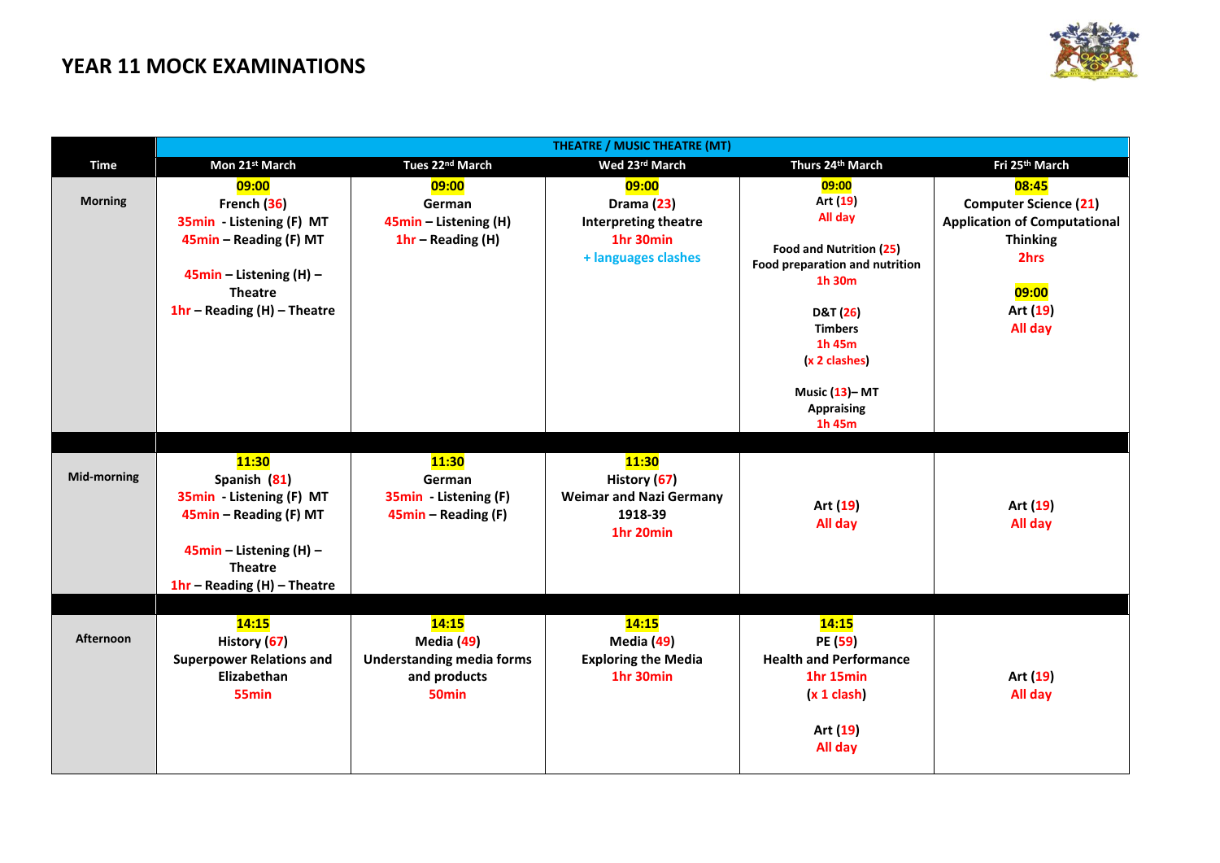# YEAR 11 MOCK EXAMINATIONS

| | THEATRE / MUSIC THEATRE (MT) | | | | |
|---|---|---|---|---|---|
| **Time** | **Mon 21st March** | **Tues 22nd March** | **Wed 23rd March** | **Thurs 24th March** | **Fri 25th March** |
| **Morning** | **09:00**<br>**French (36)**<br>**35min - Listening (F) MT**<br>**45min – Reading (F) MT**<br><br>**45min – Listening (H) – Theatre**<br>**1hr – Reading (H) – Theatre** | **09:00**<br>**German**<br>**45min – Listening (H)**<br>**1hr – Reading (H)** | **09:00**<br>**Drama (23)**<br>**Interpreting theatre**<br>**1hr 30min**<br>**+ languages clashes** | **09:00**<br>**Art (19)**<br>**All day**<br><br>**Food and Nutrition (25)**<br>**Food preparation and nutrition**<br>**1h 30m**<br><br>**D&T (26)**<br>**Timbers**<br>**1h 45m**<br>**(x 2 clashes)**<br><br>**Music (13)– MT**<br>**Appraising**<br>**1h 45m** | **08:45**<br>**Computer Science (21)**<br>**Application of Computational Thinking**<br>**2hrs**<br><br>**09:00**<br>**Art (19)**<br>**All day** |
| **Mid-morning** | **11:30**<br>**Spanish (81)**<br>**35min - Listening (F) MT**<br>**45min – Reading (F) MT**<br><br>**45min – Listening (H) – Theatre**<br>**1hr – Reading (H) – Theatre** | **11:30**<br>**German**<br>**35min - Listening (F)**<br>**45min – Reading (F)** | **11:30**<br>**History (67)**<br>**Weimar and Nazi Germany 1918-39**<br>**1hr 20min** | **Art (19)**<br>**All day** | **Art (19)**<br>**All day** |
| **Afternoon** | **14:15**<br>**History (67)**<br>**Superpower Relations and Elizabethan**<br>**55min** | **14:15**<br>**Media (49)**<br>**Understanding media forms and products**<br>**50min** | **14:15**<br>**Media (49)**<br>**Exploring the Media**<br>**1hr 30min** | **14:15**<br>**PE (59)**<br>**Health and Performance**<br>**1hr 15min**<br>**(x 1 clash)**<br><br>**Art (19)**<br>**All day** | **Art (19)**<br>**All day** |